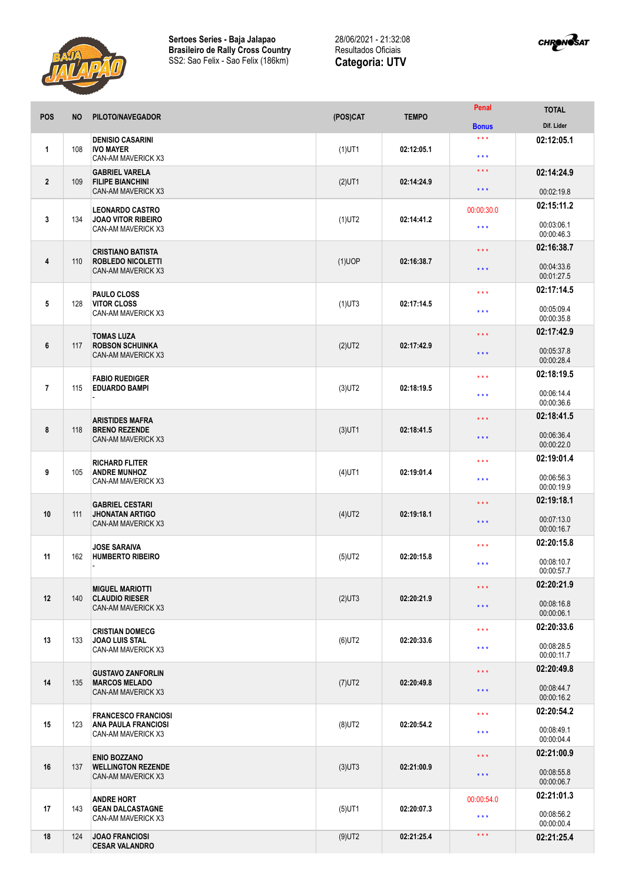**Sertoes Series - Baja Jalapao**
**Brasileiro de Rally Cross Country**
SS2: Sao Felix - Sao Felix (186km)

28/06/2021 - 21:32:08
Resultados Oficiais
**Categoria: UTV**

| POS | NO | PILOTO/NAVEGADOR | (POS)CAT | TEMPO | Penal / Bonus | TOTAL / Dif. Lider |
|---|---|---|---|---|---|---|
| 1 | 108 | **DENISIO CASARINI** **IVO MAYER** CAN-AM MAVERICK X3 | (1)UT1 | 02:12:05.1 | * * * / * * * | **02:12:05.1** |
| 2 | 109 | **GABRIEL VARELA** **FILIPE BIANCHINI** CAN-AM MAVERICK X3 | (2)UT1 | 02:14:24.9 | * * * / * * * | **02:14:24.9** 00:02:19.8 |
| 3 | 134 | **LEONARDO CASTRO** **JOAO VITOR RIBEIRO** CAN-AM MAVERICK X3 | (1)UT2 | 02:14:41.2 | 00:00:30.0 / * * * | **02:15:11.2** 00:03:06.1 00:00:46.3 |
| 4 | 110 | **CRISTIANO BATISTA** **ROBLEDO NICOLETTI** CAN-AM MAVERICK X3 | (1)UOP | 02:16:38.7 | * * * / * * * | **02:16:38.7** 00:04:33.6 00:01:27.5 |
| 5 | 128 | **PAULO CLOSS** **VITOR CLOSS** CAN-AM MAVERICK X3 | (1)UT3 | 02:17:14.5 | * * * / * * * | **02:17:14.5** 00:05:09.4 00:00:35.8 |
| 6 | 117 | **TOMAS LUZA** **ROBSON SCHUINKA** CAN-AM MAVERICK X3 | (2)UT2 | 02:17:42.9 | * * * / * * * | **02:17:42.9** 00:05:37.8 00:00:28.4 |
| 7 | 115 | **FABIO RUEDIGER** **EDUARDO BAMPI** - | (3)UT2 | 02:18:19.5 | * * * / * * * | **02:18:19.5** 00:06:14.4 00:00:36.6 |
| 8 | 118 | **ARISTIDES MAFRA** **BRENO REZENDE** CAN-AM MAVERICK X3 | (3)UT1 | 02:18:41.5 | * * * / * * * | **02:18:41.5** 00:06:36.4 00:00:22.0 |
| 9 | 105 | **RICHARD FLITER** **ANDRE MUNHOZ** CAN-AM MAVERICK X3 | (4)UT1 | 02:19:01.4 | * * * / * * * | **02:19:01.4** 00:06:56.3 00:00:19.9 |
| 10 | 111 | **GABRIEL CESTARI** **JHONATAN ARTIGO** CAN-AM MAVERICK X3 | (4)UT2 | 02:19:18.1 | * * * / * * * | **02:19:18.1** 00:07:13.0 00:00:16.7 |
| 11 | 162 | **JOSE SARAIVA** **HUMBERTO RIBEIRO** - | (5)UT2 | 02:20:15.8 | * * * / * * * | **02:20:15.8** 00:08:10.7 00:00:57.7 |
| 12 | 140 | **MIGUEL MARIOTTI** **CLAUDIO RIESER** CAN-AM MAVERICK X3 | (2)UT3 | 02:20:21.9 | * * * / * * * | **02:20:21.9** 00:08:16.8 00:00:06.1 |
| 13 | 133 | **CRISTIAN DOMECG** **JOAO LUIS STAL** CAN-AM MAVERICK X3 | (6)UT2 | 02:20:33.6 | * * * / * * * | **02:20:33.6** 00:08:28.5 00:00:11.7 |
| 14 | 135 | **GUSTAVO ZANFORLIN** **MARCOS MELADO** CAN-AM MAVERICK X3 | (7)UT2 | 02:20:49.8 | * * * / * * * | **02:20:49.8** 00:08:44.7 00:00:16.2 |
| 15 | 123 | **FRANCESCO FRANCIOSI** **ANA PAULA FRANCIOSI** CAN-AM MAVERICK X3 | (8)UT2 | 02:20:54.2 | * * * / * * * | **02:20:54.2** 00:08:49.1 00:00:04.4 |
| 16 | 137 | **ENIO BOZZANO** **WELLINGTON REZENDE** CAN-AM MAVERICK X3 | (3)UT3 | 02:21:00.9 | * * * / * * * | **02:21:00.9** 00:08:55.8 00:00:06.7 |
| 17 | 143 | **ANDRE HORT** **GEAN DALCASTAGNE** CAN-AM MAVERICK X3 | (5)UT1 | 02:20:07.3 | 00:00:54.0 / * * * | **02:21:01.3** 00:08:56.2 00:00:00.4 |
| 18 | 124 | **JOAO FRANCIOSI** **CESAR VALANDRO** | (9)UT2 | 02:21:25.4 | * * * | **02:21:25.4** |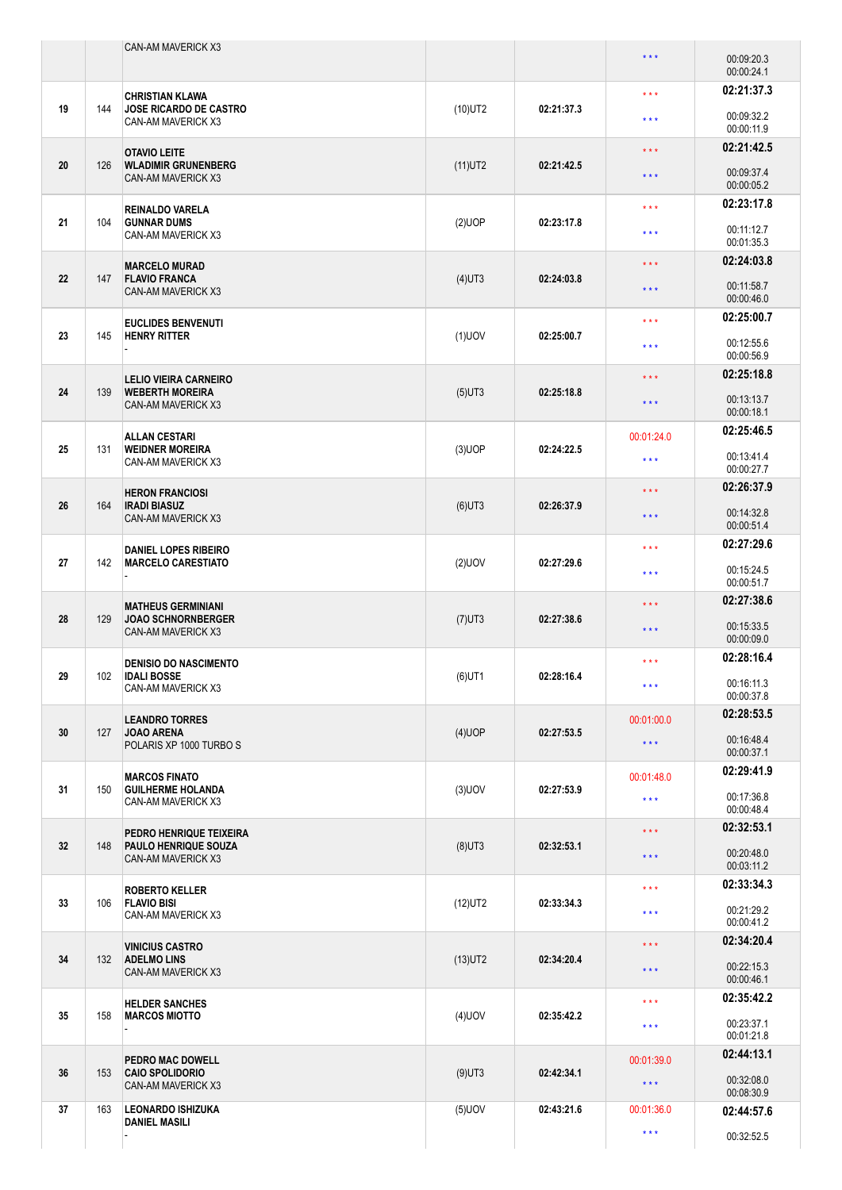| | | | | | | |
|---|---|---|---|---|---|---|
| | | CAN-AM MAVERICK X3 | | | \* \* \* | 00:09:20.3<br>00:00:24.1 |
| 19 | 144 | CHRISTIAN KLAWA<br>JOSE RICARDO DE CASTRO<br>CAN-AM MAVERICK X3 | (10)UT2 | 02:21:37.3 | \* \* \*<br>\* \* \* | 02:21:37.3<br>00:09:32.2<br>00:00:11.9 |
| 20 | 126 | OTAVIO LEITE<br>WLADIMIR GRUNENBERG<br>CAN-AM MAVERICK X3 | (11)UT2 | 02:21:42.5 | \* \* \*<br>\* \* \* | 02:21:42.5<br>00:09:37.4<br>00:00:05.2 |
| 21 | 104 | REINALDO VARELA<br>GUNNAR DUMS<br>CAN-AM MAVERICK X3 | (2)UOP | 02:23:17.8 | \* \* \*<br>\* \* \* | 02:23:17.8<br>00:11:12.7<br>00:01:35.3 |
| 22 | 147 | MARCELO MURAD<br>FLAVIO FRANCA<br>CAN-AM MAVERICK X3 | (4)UT3 | 02:24:03.8 | \* \* \*<br>\* \* \* | 02:24:03.8<br>00:11:58.7<br>00:00:46.0 |
| 23 | 145 | EUCLIDES BENVENUTI<br>HENRY RITTER<br>- | (1)UOV | 02:25:00.7 | \* \* \*<br>\* \* \* | 02:25:00.7<br>00:12:55.6<br>00:00:56.9 |
| 24 | 139 | LELIO VIEIRA CARNEIRO<br>WEBERTH MOREIRA<br>CAN-AM MAVERICK X3 | (5)UT3 | 02:25:18.8 | \* \* \*<br>\* \* \* | 02:25:18.8<br>00:13:13.7<br>00:00:18.1 |
| 25 | 131 | ALLAN CESTARI<br>WEIDNER MOREIRA<br>CAN-AM MAVERICK X3 | (3)UOP | 02:24:22.5 | 00:01:24.0<br>\* \* \* | 02:25:46.5<br>00:13:41.4<br>00:00:27.7 |
| 26 | 164 | HERON FRANCIOSI<br>IRADI BIASUZ<br>CAN-AM MAVERICK X3 | (6)UT3 | 02:26:37.9 | \* \* \*<br>\* \* \* | 02:26:37.9<br>00:14:32.8<br>00:00:51.4 |
| 27 | 142 | DANIEL LOPES RIBEIRO<br>MARCELO CARESTIATO<br>- | (2)UOV | 02:27:29.6 | \* \* \*<br>\* \* \* | 02:27:29.6<br>00:15:24.5<br>00:00:51.7 |
| 28 | 129 | MATHEUS GERMINIANI<br>JOAO SCHNORNBERGER<br>CAN-AM MAVERICK X3 | (7)UT3 | 02:27:38.6 | \* \* \*<br>\* \* \* | 02:27:38.6<br>00:15:33.5<br>00:00:09.0 |
| 29 | 102 | DENISIO DO NASCIMENTO<br>IDALI BOSSE<br>CAN-AM MAVERICK X3 | (6)UT1 | 02:28:16.4 | \* \* \*<br>\* \* \* | 02:28:16.4<br>00:16:11.3<br>00:00:37.8 |
| 30 | 127 | LEANDRO TORRES<br>JOAO ARENA<br>POLARIS XP 1000 TURBO S | (4)UOP | 02:27:53.5 | 00:01:00.0<br>\* \* \* | 02:28:53.5<br>00:16:48.4<br>00:00:37.1 |
| 31 | 150 | MARCOS FINATO<br>GUILHERME HOLANDA<br>CAN-AM MAVERICK X3 | (3)UOV | 02:27:53.9 | 00:01:48.0<br>\* \* \* | 02:29:41.9<br>00:17:36.8<br>00:00:48.4 |
| 32 | 148 | PEDRO HENRIQUE TEIXEIRA<br>PAULO HENRIQUE SOUZA<br>CAN-AM MAVERICK X3 | (8)UT3 | 02:32:53.1 | \* \* \*<br>\* \* \* | 02:32:53.1<br>00:20:48.0<br>00:03:11.2 |
| 33 | 106 | ROBERTO KELLER<br>FLAVIO BISI<br>CAN-AM MAVERICK X3 | (12)UT2 | 02:33:34.3 | \* \* \*<br>\* \* \* | 02:33:34.3<br>00:21:29.2<br>00:00:41.2 |
| 34 | 132 | VINICIUS CASTRO<br>ADELMO LINS<br>CAN-AM MAVERICK X3 | (13)UT2 | 02:34:20.4 | \* \* \*<br>\* \* \* | 02:34:20.4<br>00:22:15.3<br>00:00:46.1 |
| 35 | 158 | HELDER SANCHES<br>MARCOS MIOTTO<br>- | (4)UOV | 02:35:42.2 | \* \* \*<br>\* \* \* | 02:35:42.2<br>00:23:37.1<br>00:01:21.8 |
| 36 | 153 | PEDRO MAC DOWELL<br>CAIO SPOLIDORIO<br>CAN-AM MAVERICK X3 | (9)UT3 | 02:42:34.1 | 00:01:39.0<br>\* \* \* | 02:44:13.1<br>00:32:08.0<br>00:08:30.9 |
| 37 | 163 | LEONARDO ISHIZUKA<br>DANIEL MASILI<br>- | (5)UOV | 02:43:21.6 | 00:01:36.0<br>\* \* \* | 02:44:57.6<br>00:32:52.5 |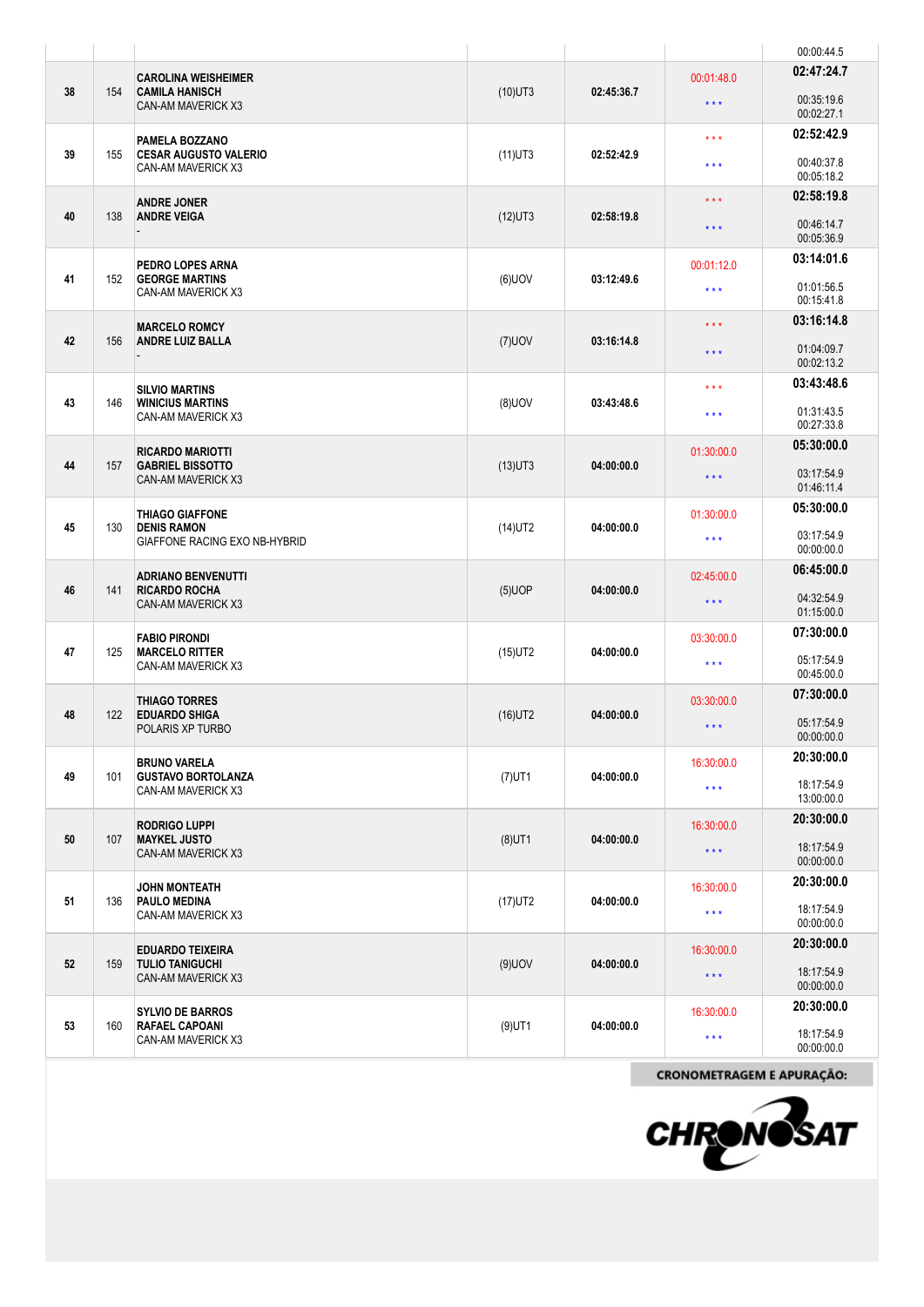| | | | | | | |
|---|---|---|---|---|---|---|
| | | | | | | 00:00:44.5 |
| 38 | 154 | **CAROLINA WEISHEIMER**<br>**CAMILA HANISCH**<br>CAN-AM MAVERICK X3 | (10)UT3 | **02:45:36.7** | 00:01:48.0<br>*** | **02:47:24.7**<br>00:35:19.6<br>00:02:27.1 |
| 39 | 155 | **PAMELA BOZZANO**<br>**CESAR AUGUSTO VALERIO**<br>CAN-AM MAVERICK X3 | (11)UT3 | **02:52:42.9** | ***<br>*** | **02:52:42.9**<br>00:40:37.8<br>00:05:18.2 |
| 40 | 138 | **ANDRE JONER**<br>**ANDRE VEIGA**<br>- | (12)UT3 | **02:58:19.8** | ***<br>*** | **02:58:19.8**<br>00:46:14.7<br>00:05:36.9 |
| 41 | 152 | **PEDRO LOPES ARNA**<br>**GEORGE MARTINS**<br>CAN-AM MAVERICK X3 | (6)UOV | **03:12:49.6** | 00:01:12.0<br>*** | **03:14:01.6**<br>01:01:56.5<br>00:15:41.8 |
| 42 | 156 | **MARCELO ROMCY**<br>**ANDRE LUIZ BALLA**<br>- | (7)UOV | **03:16:14.8** | ***<br>*** | **03:16:14.8**<br>01:04:09.7<br>00:02:13.2 |
| 43 | 146 | **SILVIO MARTINS**<br>**WINICIUS MARTINS**<br>CAN-AM MAVERICK X3 | (8)UOV | **03:43:48.6** | ***<br>*** | **03:43:48.6**<br>01:31:43.5<br>00:27:33.8 |
| 44 | 157 | **RICARDO MARIOTTI**<br>**GABRIEL BISSOTTO**<br>CAN-AM MAVERICK X3 | (13)UT3 | **04:00:00.0** | 01:30:00.0<br>*** | **05:30:00.0**<br>03:17:54.9<br>01:46:11.4 |
| 45 | 130 | **THIAGO GIAFFONE**<br>**DENIS RAMON**<br>GIAFFONE RACING EXO NB-HYBRID | (14)UT2 | **04:00:00.0** | 01:30:00.0<br>*** | **05:30:00.0**<br>03:17:54.9<br>00:00:00.0 |
| 46 | 141 | **ADRIANO BENVENUTTI**<br>**RICARDO ROCHA**<br>CAN-AM MAVERICK X3 | (5)UOP | **04:00:00.0** | 02:45:00.0<br>*** | **06:45:00.0**<br>04:32:54.9<br>01:15:00.0 |
| 47 | 125 | **FABIO PIRONDI**<br>**MARCELO RITTER**<br>CAN-AM MAVERICK X3 | (15)UT2 | **04:00:00.0** | 03:30:00.0<br>*** | **07:30:00.0**<br>05:17:54.9<br>00:45:00.0 |
| 48 | 122 | **THIAGO TORRES**<br>**EDUARDO SHIGA**<br>POLARIS XP TURBO | (16)UT2 | **04:00:00.0** | 03:30:00.0<br>*** | **07:30:00.0**<br>05:17:54.9<br>00:00:00.0 |
| 49 | 101 | **BRUNO VARELA**<br>**GUSTAVO BORTOLANZA**<br>CAN-AM MAVERICK X3 | (7)UT1 | **04:00:00.0** | 16:30:00.0<br>*** | **20:30:00.0**<br>18:17:54.9<br>13:00:00.0 |
| 50 | 107 | **RODRIGO LUPPI**<br>**MAYKEL JUSTO**<br>CAN-AM MAVERICK X3 | (8)UT1 | **04:00:00.0** | 16:30:00.0<br>*** | **20:30:00.0**<br>18:17:54.9<br>00:00:00.0 |
| 51 | 136 | **JOHN MONTEATH**<br>**PAULO MEDINA**<br>CAN-AM MAVERICK X3 | (17)UT2 | **04:00:00.0** | 16:30:00.0<br>*** | **20:30:00.0**<br>18:17:54.9<br>00:00:00.0 |
| 52 | 159 | **EDUARDO TEIXEIRA**<br>**TULIO TANIGUCHI**<br>CAN-AM MAVERICK X3 | (9)UOV | **04:00:00.0** | 16:30:00.0<br>*** | **20:30:00.0**<br>18:17:54.9<br>00:00:00.0 |
| 53 | 160 | **SYLVIO DE BARROS**<br>**RAFAEL CAPOANI**<br>CAN-AM MAVERICK X3 | (9)UT1 | **04:00:00.0** | 16:30:00.0<br>*** | **20:30:00.0**<br>18:17:54.9<br>00:00:00.0 |

CRONOMETRAGEM E APURAÇÃO:

CHRONOSAT